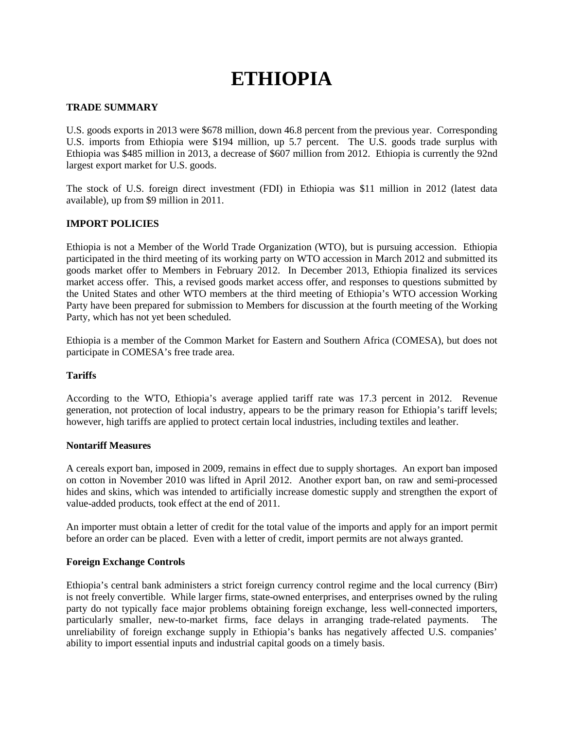# ETHIOPIA

## TRADE SUMMARY

U.S. goods exports in 2013 were $678 million, down 46.8 percent from the previous year. Corresponding U.S. imports from Ethiopia were $194 million, up 5.7 percent. The U.S. goods trade surplus with Ethiopia was $485 million in 2013, a decrease of $607 million from 2012. Ethiopia is currently the 92nd largest export market for U.S. goods.

The stock of U.S. foreign direct investment (FDI) in Ethiopia was $11 million in 2012 (latest data available), up from $9 million in 2011.

## IMPORT POLICIES

Ethiopia is not a Member of the World Trade Organization (WTO), but is pursuing accession. Ethiopia participated in the third meeting of its working party on WTO accession in March 2012 and submitted its goods market offer to Members in February 2012. In December 2013, Ethiopia finalized its services market access offer. This, a revised goods market access offer, and responses to questions submitted by the United States and other WTO members at the third meeting of Ethiopia's WTO accession Working Party have been prepared for submission to Members for discussion at the fourth meeting of the Working Party, which has not yet been scheduled.

Ethiopia is a member of the Common Market for Eastern and Southern Africa (COMESA), but does not participate in COMESA's free trade area.

### Tariffs

According to the WTO, Ethiopia's average applied tariff rate was 17.3 percent in 2012. Revenue generation, not protection of local industry, appears to be the primary reason for Ethiopia's tariff levels; however, high tariffs are applied to protect certain local industries, including textiles and leather.

### Nontariff Measures

A cereals export ban, imposed in 2009, remains in effect due to supply shortages. An export ban imposed on cotton in November 2010 was lifted in April 2012. Another export ban, on raw and semi-processed hides and skins, which was intended to artificially increase domestic supply and strengthen the export of value-added products, took effect at the end of 2011.

An importer must obtain a letter of credit for the total value of the imports and apply for an import permit before an order can be placed. Even with a letter of credit, import permits are not always granted.

### Foreign Exchange Controls

Ethiopia's central bank administers a strict foreign currency control regime and the local currency (Birr) is not freely convertible. While larger firms, state-owned enterprises, and enterprises owned by the ruling party do not typically face major problems obtaining foreign exchange, less well-connected importers, particularly smaller, new-to-market firms, face delays in arranging trade-related payments. The unreliability of foreign exchange supply in Ethiopia's banks has negatively affected U.S. companies' ability to import essential inputs and industrial capital goods on a timely basis.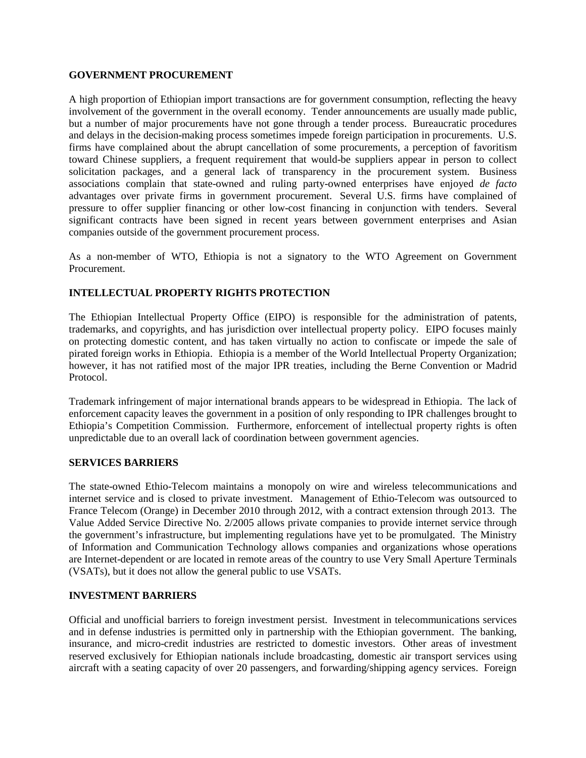## GOVERNMENT PROCUREMENT

A high proportion of Ethiopian import transactions are for government consumption, reflecting the heavy involvement of the government in the overall economy. Tender announcements are usually made public, but a number of major procurements have not gone through a tender process. Bureaucratic procedures and delays in the decision-making process sometimes impede foreign participation in procurements. U.S. firms have complained about the abrupt cancellation of some procurements, a perception of favoritism toward Chinese suppliers, a frequent requirement that would-be suppliers appear in person to collect solicitation packages, and a general lack of transparency in the procurement system. Business associations complain that state-owned and ruling party-owned enterprises have enjoyed *de facto* advantages over private firms in government procurement. Several U.S. firms have complained of pressure to offer supplier financing or other low-cost financing in conjunction with tenders. Several significant contracts have been signed in recent years between government enterprises and Asian companies outside of the government procurement process.

As a non-member of WTO, Ethiopia is not a signatory to the WTO Agreement on Government Procurement.

## INTELLECTUAL PROPERTY RIGHTS PROTECTION

The Ethiopian Intellectual Property Office (EIPO) is responsible for the administration of patents, trademarks, and copyrights, and has jurisdiction over intellectual property policy. EIPO focuses mainly on protecting domestic content, and has taken virtually no action to confiscate or impede the sale of pirated foreign works in Ethiopia. Ethiopia is a member of the World Intellectual Property Organization; however, it has not ratified most of the major IPR treaties, including the Berne Convention or Madrid Protocol.

Trademark infringement of major international brands appears to be widespread in Ethiopia. The lack of enforcement capacity leaves the government in a position of only responding to IPR challenges brought to Ethiopia's Competition Commission. Furthermore, enforcement of intellectual property rights is often unpredictable due to an overall lack of coordination between government agencies.

## SERVICES BARRIERS

The state-owned Ethio-Telecom maintains a monopoly on wire and wireless telecommunications and internet service and is closed to private investment. Management of Ethio-Telecom was outsourced to France Telecom (Orange) in December 2010 through 2012, with a contract extension through 2013. The Value Added Service Directive No. 2/2005 allows private companies to provide internet service through the government's infrastructure, but implementing regulations have yet to be promulgated. The Ministry of Information and Communication Technology allows companies and organizations whose operations are Internet-dependent or are located in remote areas of the country to use Very Small Aperture Terminals (VSATs), but it does not allow the general public to use VSATs.

## INVESTMENT BARRIERS

Official and unofficial barriers to foreign investment persist. Investment in telecommunications services and in defense industries is permitted only in partnership with the Ethiopian government. The banking, insurance, and micro-credit industries are restricted to domestic investors. Other areas of investment reserved exclusively for Ethiopian nationals include broadcasting, domestic air transport services using aircraft with a seating capacity of over 20 passengers, and forwarding/shipping agency services. Foreign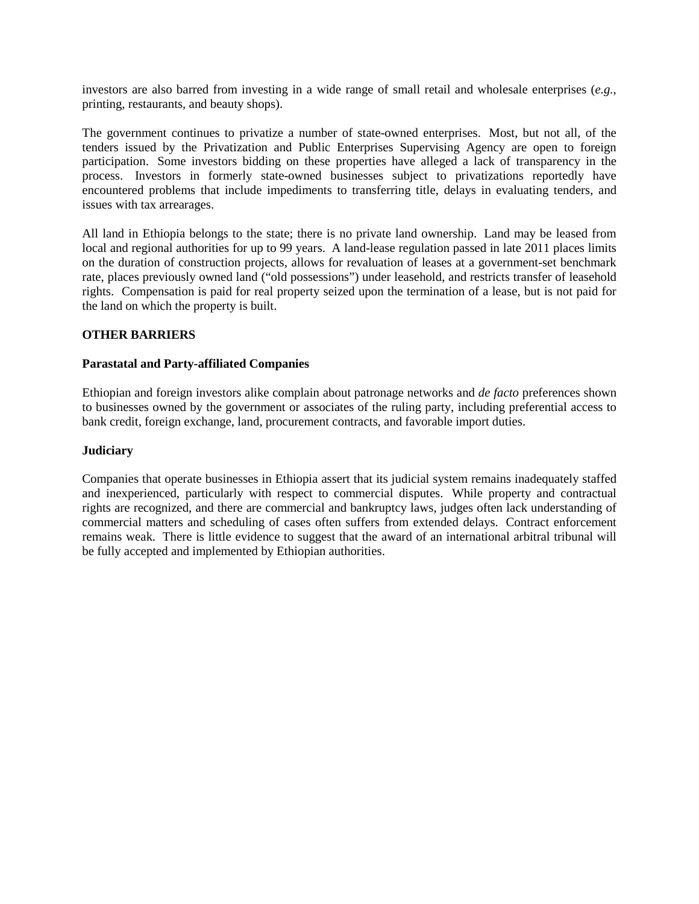investors are also barred from investing in a wide range of small retail and wholesale enterprises (*e.g.*, printing, restaurants, and beauty shops).

The government continues to privatize a number of state-owned enterprises. Most, but not all, of the tenders issued by the Privatization and Public Enterprises Supervising Agency are open to foreign participation. Some investors bidding on these properties have alleged a lack of transparency in the process. Investors in formerly state-owned businesses subject to privatizations reportedly have encountered problems that include impediments to transferring title, delays in evaluating tenders, and issues with tax arrearages.

All land in Ethiopia belongs to the state; there is no private land ownership. Land may be leased from local and regional authorities for up to 99 years. A land-lease regulation passed in late 2011 places limits on the duration of construction projects, allows for revaluation of leases at a government-set benchmark rate, places previously owned land ("old possessions") under leasehold, and restricts transfer of leasehold rights. Compensation is paid for real property seized upon the termination of a lease, but is not paid for the land on which the property is built.

## OTHER BARRIERS

### Parastatal and Party-affiliated Companies

Ethiopian and foreign investors alike complain about patronage networks and *de facto* preferences shown to businesses owned by the government or associates of the ruling party, including preferential access to bank credit, foreign exchange, land, procurement contracts, and favorable import duties.

### Judiciary

Companies that operate businesses in Ethiopia assert that its judicial system remains inadequately staffed and inexperienced, particularly with respect to commercial disputes. While property and contractual rights are recognized, and there are commercial and bankruptcy laws, judges often lack understanding of commercial matters and scheduling of cases often suffers from extended delays. Contract enforcement remains weak. There is little evidence to suggest that the award of an international arbitral tribunal will be fully accepted and implemented by Ethiopian authorities.